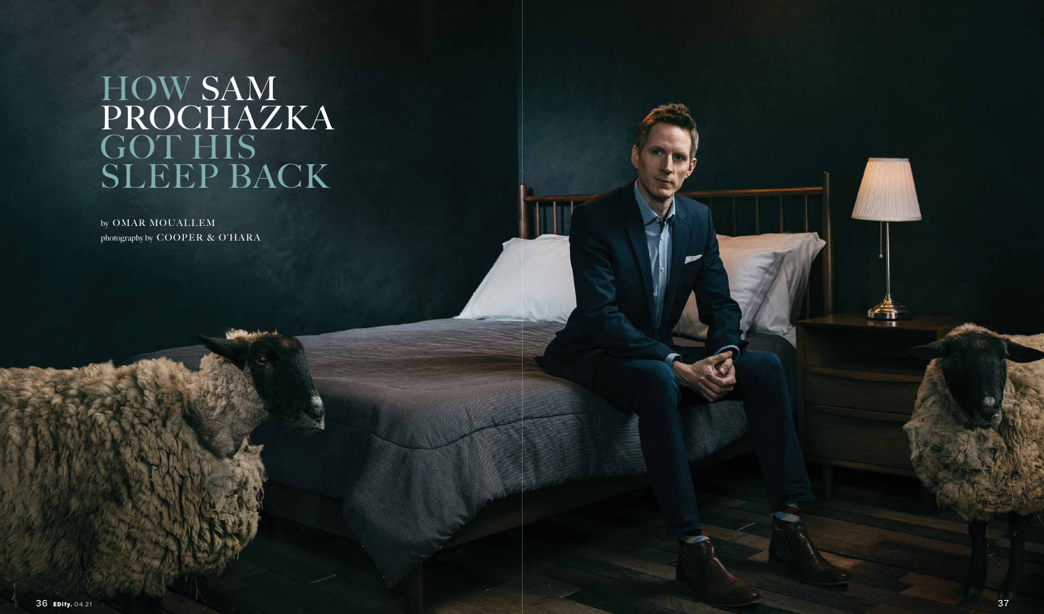# HOW SAM PROCHAZKA GOT HIS SLEEP BACK

by OMAR MOUALLEM

photography by COOPER & O'HARA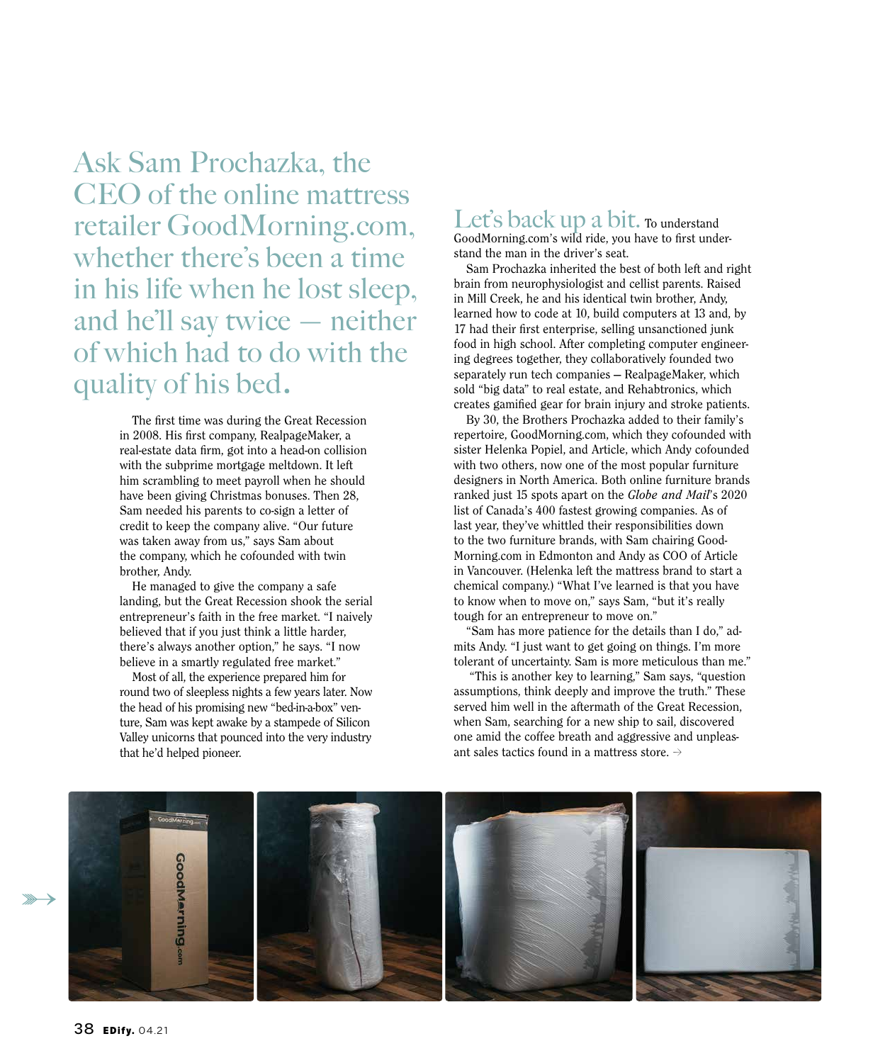Ask Sam Prochazka, the CEO of the online mattress retailer GoodMorning.com, whether there's been a time in his life when he lost sleep, and he'll say twice — neither of which had to do with the quality of his bed.

The first time was during the Great Recession in 2008. His first company, RealpageMaker, a real-estate data firm, got into a head-on collision with the subprime mortgage meltdown. It left him scrambling to meet payroll when he should have been giving Christmas bonuses. Then 28, Sam needed his parents to co-sign a letter of credit to keep the company alive. "Our future was taken away from us," says Sam about the company, which he cofounded with twin brother, Andy.

He managed to give the company a safe landing, but the Great Recession shook the serial entrepreneur's faith in the free market. "I naively believed that if you just think a little harder, there's always another option," he says. "I now believe in a smartly regulated free market."

Most of all, the experience prepared him for round two of sleepless nights a few years later. Now the head of his promising new "bed-in-a-box" venture, Sam was kept awake by a stampede of Silicon Valley unicorns that pounced into the very industry that he'd helped pioneer.

**Let's back up a bit.** To understand GoodMorning.com's wild ride, you have to first understand the man in the driver's seat.

Sam Prochazka inherited the best of both left and right brain from neurophysiologist and cellist parents. Raised in Mill Creek, he and his identical twin brother, Andy, learned how to code at 10, build computers at 13 and, by 17 had their first enterprise, selling unsanctioned junk food in high school. After completing computer engineering degrees together, they collaboratively founded two separately run tech companies — RealpageMaker, which sold "big data" to real estate, and Rehabtronics, which creates gamified gear for brain injury and stroke patients.

By 30, the Brothers Prochazka added to their family's repertoire, GoodMorning.com, which they cofounded with sister Helenka Popiel, and Article, which Andy cofounded with two others, now one of the most popular furniture designers in North America. Both online furniture brands ranked just 15 spots apart on the *Globe and Mail*'s 2020 list of Canada's 400 fastest growing companies. As of last year, they've whittled their responsibilities down to the two furniture brands, with Sam chairing GoodMorning.com in Edmonton and Andy as COO of Article in Vancouver. (Helenka left the mattress brand to start a chemical company.) "What I've learned is that you have to know when to move on," says Sam, "but it's really tough for an entrepreneur to move on."

"Sam has more patience for the details than I do," admits Andy. "I just want to get going on things. I'm more tolerant of uncertainty. Sam is more meticulous than me."

"This is another key to learning," Sam says, "question assumptions, think deeply and improve the truth." These served him well in the aftermath of the Great Recession, when Sam, searching for a new ship to sail, discovered one amid the coffee breath and aggressive and unpleasant sales tactics found in a mattress store. →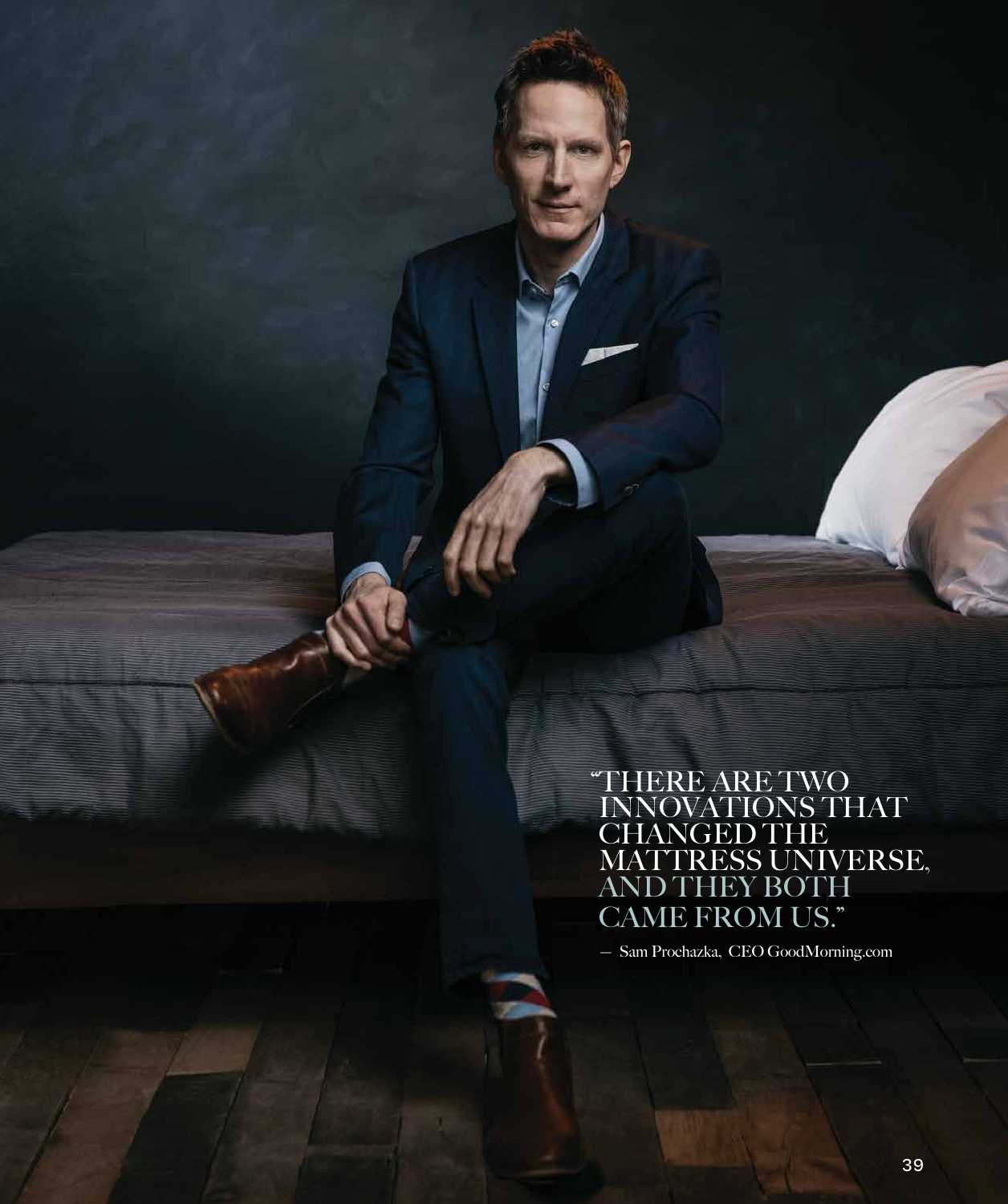> "THERE ARE TWO INNOVATIONS THAT CHANGED THE MATTRESS UNIVERSE, AND THEY BOTH CAME FROM US."
>
> — Sam Prochazka, CEO GoodMorning.com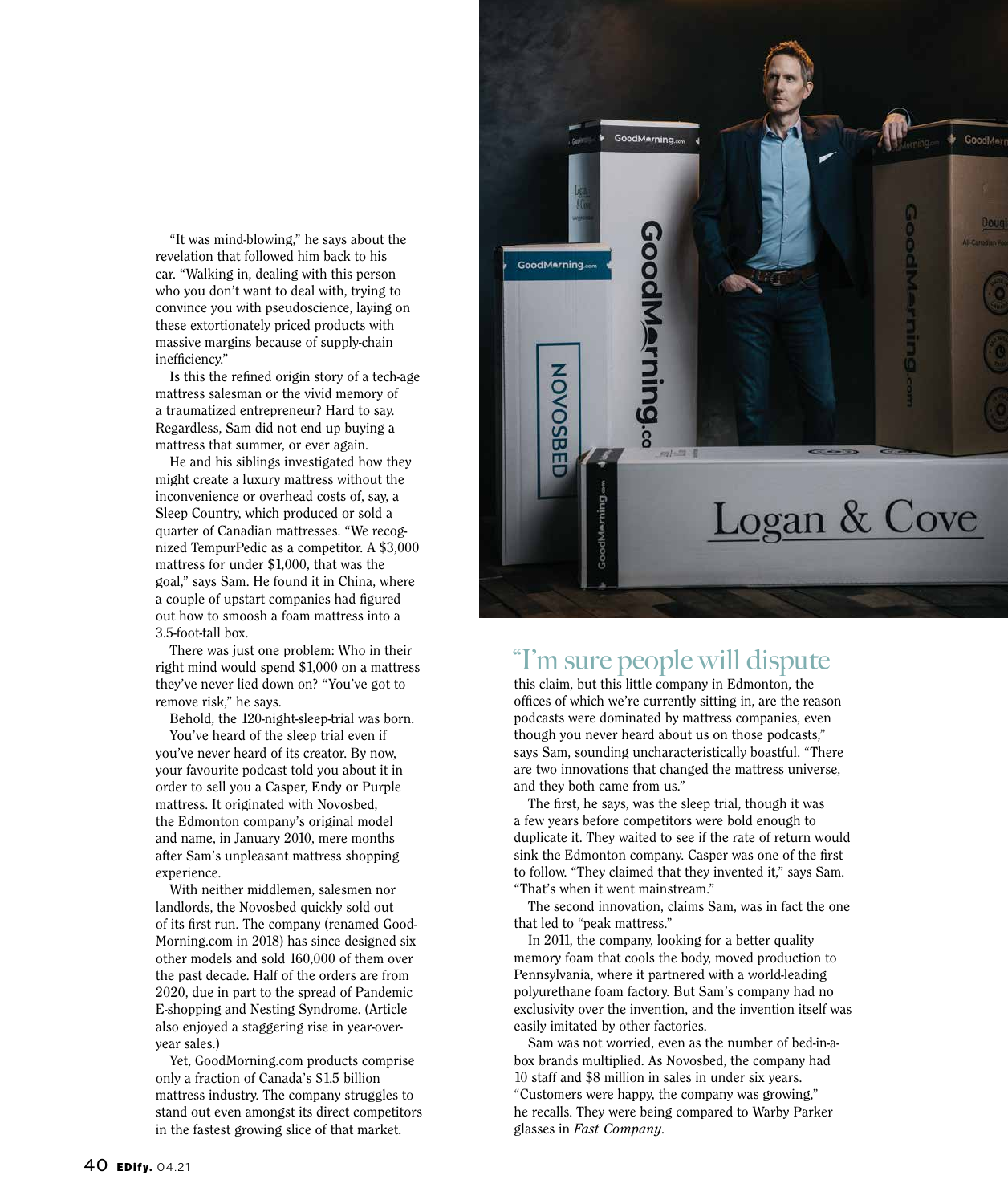"It was mind-blowing," he says about the revelation that followed him back to his car. "Walking in, dealing with this person who you don't want to deal with, trying to convince you with pseudoscience, laying on these extortionately priced products with massive margins because of supply-chain inefficiency."

Is this the refined origin story of a tech-age mattress salesman or the vivid memory of a traumatized entrepreneur? Hard to say. Regardless, Sam did not end up buying a mattress that summer, or ever again.

He and his siblings investigated how they might create a luxury mattress without the inconvenience or overhead costs of, say, a Sleep Country, which produced or sold a quarter of Canadian mattresses. "We recognized TempurPedic as a competitor. A $3,000 mattress for under $1,000, that was the goal," says Sam. He found it in China, where a couple of upstart companies had figured out how to smoosh a foam mattress into a 3.5-foot-tall box.

There was just one problem: Who in their right mind would spend $1,000 on a mattress they've never lied down on? "You've got to remove risk," he says.

Behold, the 120-night-sleep-trial was born.

You've heard of the sleep trial even if you've never heard of its creator. By now, your favourite podcast told you about it in order to sell you a Casper, Endy or Purple mattress. It originated with Novosbed, the Edmonton company's original model and name, in January 2010, mere months after Sam's unpleasant mattress shopping experience.

With neither middlemen, salesmen nor landlords, the Novosbed quickly sold out of its first run. The company (renamed GoodMorning.com in 2018) has since designed six other models and sold 160,000 of them over the past decade. Half of the orders are from 2020, due in part to the spread of Pandemic E-shopping and Nesting Syndrome. (Article also enjoyed a staggering rise in year-over-year sales.)

Yet, GoodMorning.com products comprise only a fraction of Canada's $1.5 billion mattress industry. The company struggles to stand out even amongst its direct competitors in the fastest growing slice of that market.

"I'm sure people will dispute this claim, but this little company in Edmonton, the offices of which we're currently sitting in, are the reason podcasts were dominated by mattress companies, even though you never heard about us on those podcasts," says Sam, sounding uncharacteristically boastful. "There are two innovations that changed the mattress universe, and they both came from us."

The first, he says, was the sleep trial, though it was a few years before competitors were bold enough to duplicate it. They waited to see if the rate of return would sink the Edmonton company. Casper was one of the first to follow. "They claimed that they invented it," says Sam. "That's when it went mainstream."

The second innovation, claims Sam, was in fact the one that led to "peak mattress."

In 2011, the company, looking for a better quality memory foam that cools the body, moved production to Pennsylvania, where it partnered with a world-leading polyurethane foam factory. But Sam's company had no exclusivity over the invention, and the invention itself was easily imitated by other factories.

Sam was not worried, even as the number of bed-in-a-box brands multiplied. As Novosbed, the company had 10 staff and $8 million in sales in under six years. "Customers were happy, the company was growing," he recalls. They were being compared to Warby Parker glasses in *Fast Company*.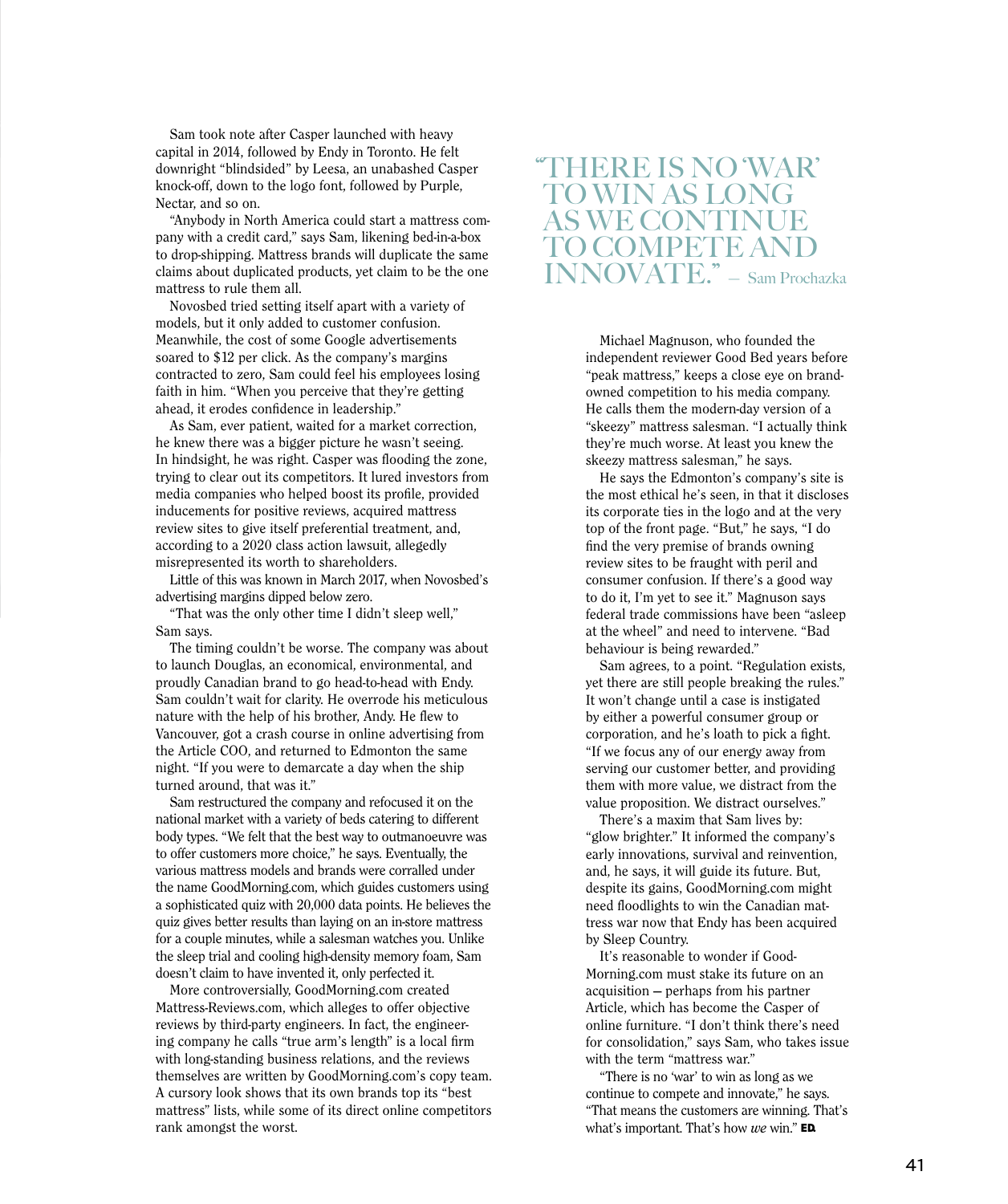Sam took note after Casper launched with heavy capital in 2014, followed by Endy in Toronto. He felt downright "blindsided" by Leesa, an unabashed Casper knock-off, down to the logo font, followed by Purple, Nectar, and so on.

"Anybody in North America could start a mattress company with a credit card," says Sam, likening bed-in-a-box to drop-shipping. Mattress brands will duplicate the same claims about duplicated products, yet claim to be the one mattress to rule them all.

Novosbed tried setting itself apart with a variety of models, but it only added to customer confusion. Meanwhile, the cost of some Google advertisements soared to $12 per click. As the company's margins contracted to zero, Sam could feel his employees losing faith in him. "When you perceive that they're getting ahead, it erodes confidence in leadership."

As Sam, ever patient, waited for a market correction, he knew there was a bigger picture he wasn't seeing. In hindsight, he was right. Casper was flooding the zone, trying to clear out its competitors. It lured investors from media companies who helped boost its profile, provided inducements for positive reviews, acquired mattress review sites to give itself preferential treatment, and, according to a 2020 class action lawsuit, allegedly misrepresented its worth to shareholders.

Little of this was known in March 2017, when Novosbed's advertising margins dipped below zero.

"That was the only other time I didn't sleep well," Sam says.

The timing couldn't be worse. The company was about to launch Douglas, an economical, environmental, and proudly Canadian brand to go head-to-head with Endy. Sam couldn't wait for clarity. He overrode his meticulous nature with the help of his brother, Andy. He flew to Vancouver, got a crash course in online advertising from the Article COO, and returned to Edmonton the same night. "If you were to demarcate a day when the ship turned around, that was it."

Sam restructured the company and refocused it on the national market with a variety of beds catering to different body types. "We felt that the best way to outmanoeuvre was to offer customers more choice," he says. Eventually, the various mattress models and brands were corralled under the name GoodMorning.com, which guides customers using a sophisticated quiz with 20,000 data points. He believes the quiz gives better results than laying on an in-store mattress for a couple minutes, while a salesman watches you. Unlike the sleep trial and cooling high-density memory foam, Sam doesn't claim to have invented it, only perfected it.

More controversially, GoodMorning.com created Mattress-Reviews.com, which alleges to offer objective reviews by third-party engineers. In fact, the engineering company he calls "true arm's length" is a local firm with long-standing business relations, and the reviews themselves are written by GoodMorning.com's copy team. A cursory look shows that its own brands top its "best mattress" lists, while some of its direct online competitors rank amongst the worst.

> "THERE IS NO 'WAR' TO WIN AS LONG AS WE CONTINUE TO COMPETE AND INNOVATE." — Sam Prochazka

Michael Magnuson, who founded the independent reviewer Good Bed years before "peak mattress," keeps a close eye on brand-owned competition to his media company. He calls them the modern-day version of a "skeezy" mattress salesman. "I actually think they're much worse. At least you knew the skeezy mattress salesman," he says.

He says the Edmonton's company's site is the most ethical he's seen, in that it discloses its corporate ties in the logo and at the very top of the front page. "But," he says, "I do find the very premise of brands owning review sites to be fraught with peril and consumer confusion. If there's a good way to do it, I'm yet to see it." Magnuson says federal trade commissions have been "asleep at the wheel" and need to intervene. "Bad behaviour is being rewarded."

Sam agrees, to a point. "Regulation exists, yet there are still people breaking the rules." It won't change until a case is instigated by either a powerful consumer group or corporation, and he's loath to pick a fight. "If we focus any of our energy away from serving our customer better, and providing them with more value, we distract from the value proposition. We distract ourselves."

There's a maxim that Sam lives by: "glow brighter." It informed the company's early innovations, survival and reinvention, and, he says, it will guide its future. But, despite its gains, GoodMorning.com might need floodlights to win the Canadian mattress war now that Endy has been acquired by Sleep Country.

It's reasonable to wonder if GoodMorning.com must stake its future on an acquisition — perhaps from his partner Article, which has become the Casper of online furniture. "I don't think there's need for consolidation," says Sam, who takes issue with the term "mattress war."

"There is no 'war' to win as long as we continue to compete and innovate," he says. "That means the customers are winning. That's what's important. That's how *we* win." **ED**